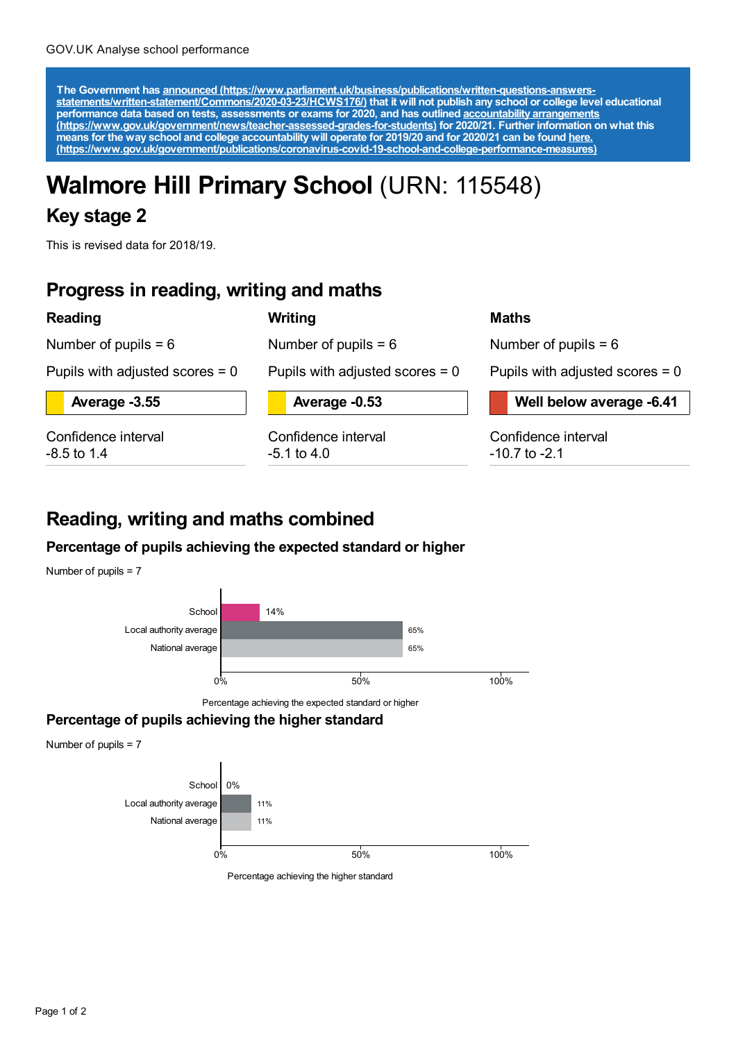GOV.UK Analyse school performance

**The Government has [announced (https://www.parliament.uk/business/publications/written-questions-answers-statements/written-statement/Commons/2020-03-23/HCWS176/)](https://www.parliament.uk/business/publications/written-questions-answers-statements/written-statement/Commons/2020-03-23/HCWS176/) that it will not publish any school or college level educational performance data based on tests, assessments or exams for 2020, and has outlined [accountability arrangements (https://www.gov.uk/government/news/teacher-assessed-grades-for-students)](https://www.gov.uk/government/news/teacher-assessed-grades-for-students) for 2020/21. Further information on what this means for the way school and college accountability will operate for 2019/20 and for 2020/21 can be found [here. (https://www.gov.uk/government/publications/coronavirus-covid-19-school-and-college-performance-measures)](https://www.gov.uk/government/publications/coronavirus-covid-19-school-and-college-performance-measures)**

# **Walmore Hill Primary School** (URN: 115548)

## Key stage 2

This is revised data for 2018/19.

## Progress in reading, writing and maths

### Reading

Number of pupils = 6

Pupils with adjusted scores = 0

**Average -3.55**

Confidence interval
-8.5 to 1.4

### Writing

Number of pupils = 6

Pupils with adjusted scores = 0

**Average -0.53**

Confidence interval
-5.1 to 4.0

### Maths

Number of pupils = 6

Pupils with adjusted scores = 0

**Well below average -6.41**

Confidence interval
-10.7 to -2.1

## Reading, writing and maths combined

### Percentage of pupils achieving the expected standard or higher

Number of pupils = 7

| | Percentage achieving the expected standard or higher |
|---|---|
| School | 14% |
| Local authority average | 65% |
| National average | 65% |

### Percentage of pupils achieving the higher standard

Number of pupils = 7

| | Percentage achieving the higher standard |
|---|---|
| School | 0% |
| Local authority average | 11% |
| National average | 11% |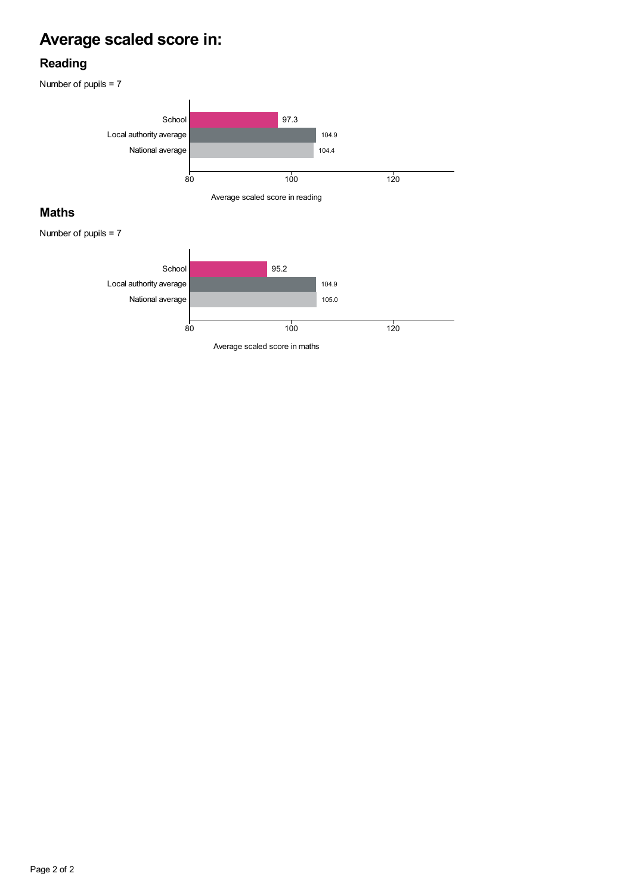# Average scaled score in:

## Reading

Number of pupils = 7

School 97.3
Local authority average 104.9
National average 104.4

80
100
120

Average scaled score in reading

## Maths

Number of pupils = 7

School 95.2
Local authority average 104.9
National average 105.0

80
100
120

Average scaled score in maths